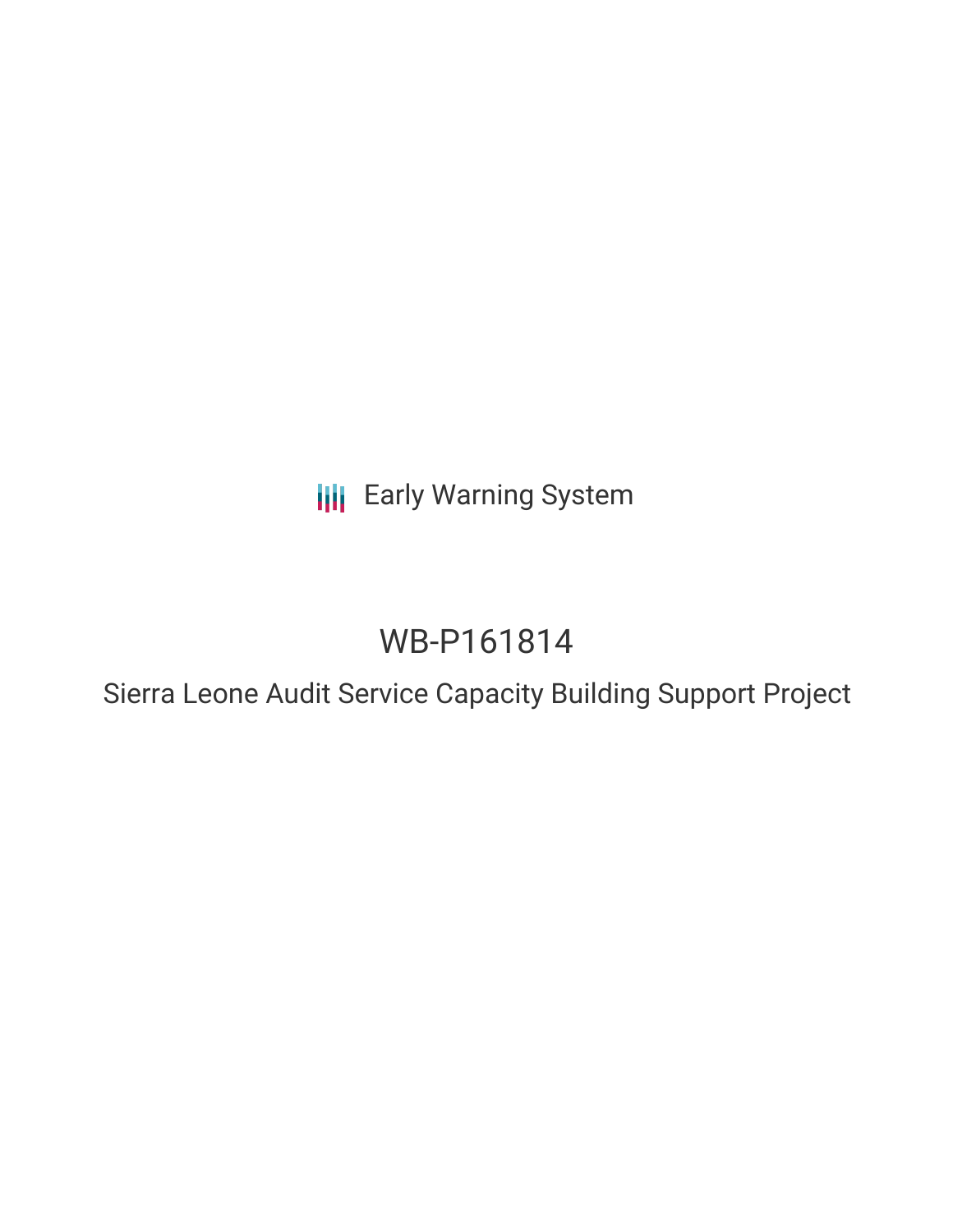Early Warning System

# WB-P161814

## Sierra Leone Audit Service Capacity Building Support Project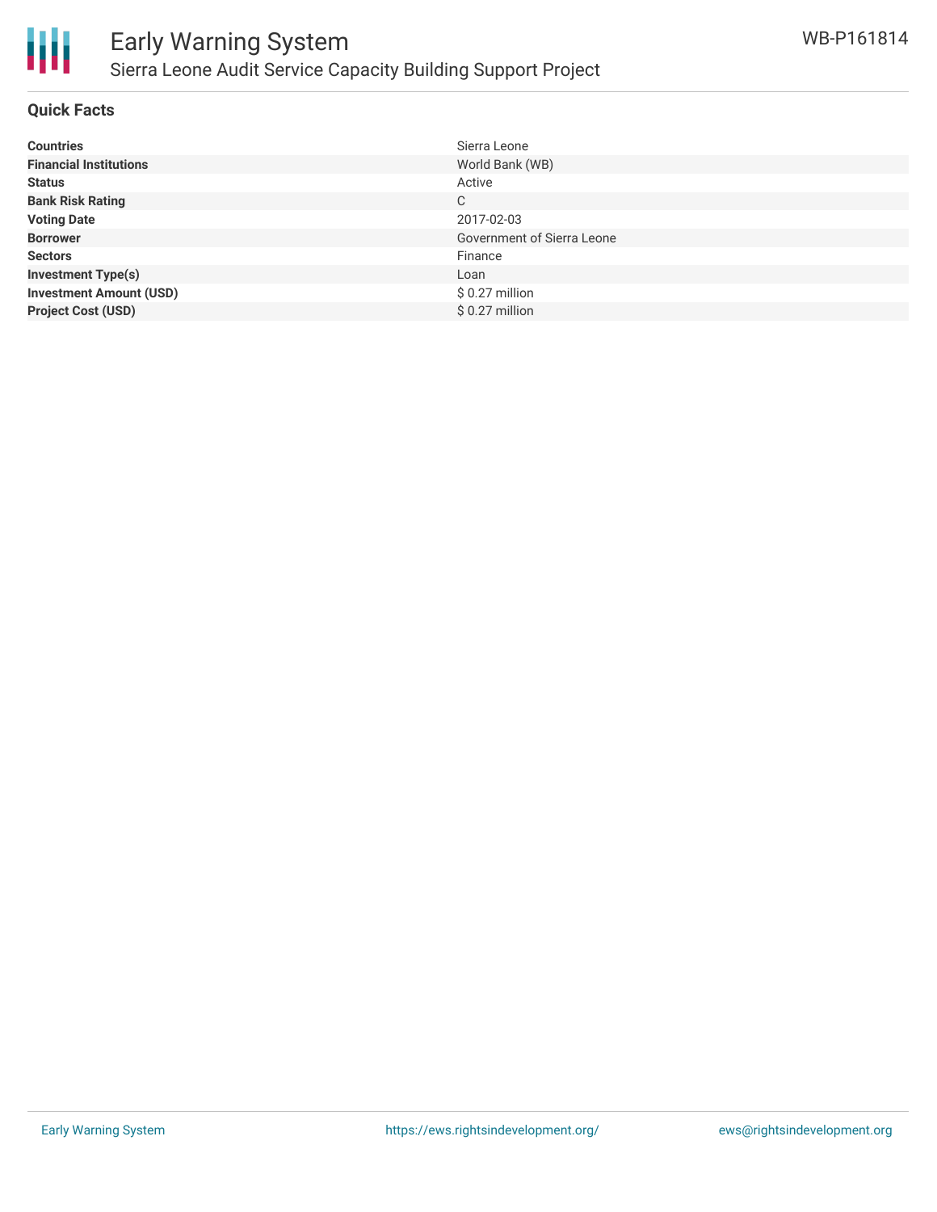# Early Warning System

## Sierra Leone Audit Service Capacity Building Support Project

WB-P161814

### Quick Facts

| | |
|---|---|
| **Countries** | Sierra Leone |
| **Financial Institutions** | World Bank (WB) |
| **Status** | Active |
| **Bank Risk Rating** | C |
| **Voting Date** | 2017-02-03 |
| **Borrower** | Government of Sierra Leone |
| **Sectors** | Finance |
| **Investment Type(s)** | Loan |
| **Investment Amount (USD)** | $ 0.27 million |
| **Project Cost (USD)** | $ 0.27 million |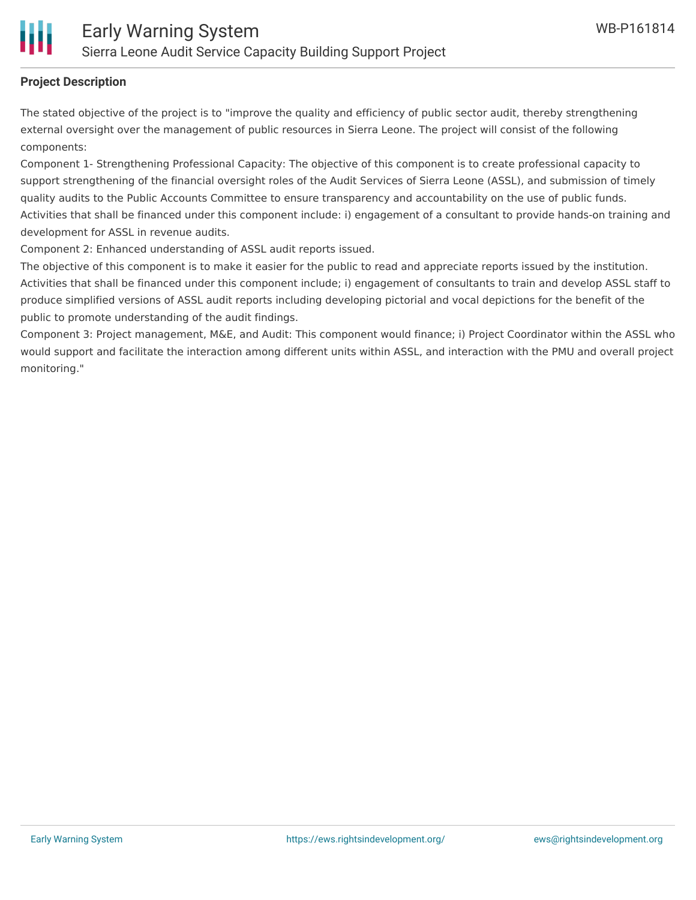**Project Description**

The stated objective of the project is to "improve the quality and efficiency of public sector audit, thereby strengthening external oversight over the management of public resources in Sierra Leone. The project will consist of the following components:

Component 1- Strengthening Professional Capacity: The objective of this component is to create professional capacity to support strengthening of the financial oversight roles of the Audit Services of Sierra Leone (ASSL), and submission of timely quality audits to the Public Accounts Committee to ensure transparency and accountability on the use of public funds. Activities that shall be financed under this component include: i) engagement of a consultant to provide hands-on training and development for ASSL in revenue audits.

Component 2: Enhanced understanding of ASSL audit reports issued.

The objective of this component is to make it easier for the public to read and appreciate reports issued by the institution. Activities that shall be financed under this component include; i) engagement of consultants to train and develop ASSL staff to produce simplified versions of ASSL audit reports including developing pictorial and vocal depictions for the benefit of the public to promote understanding of the audit findings.

Component 3: Project management, M&E, and Audit: This component would finance; i) Project Coordinator within the ASSL who would support and facilitate the interaction among different units within ASSL, and interaction with the PMU and overall project monitoring."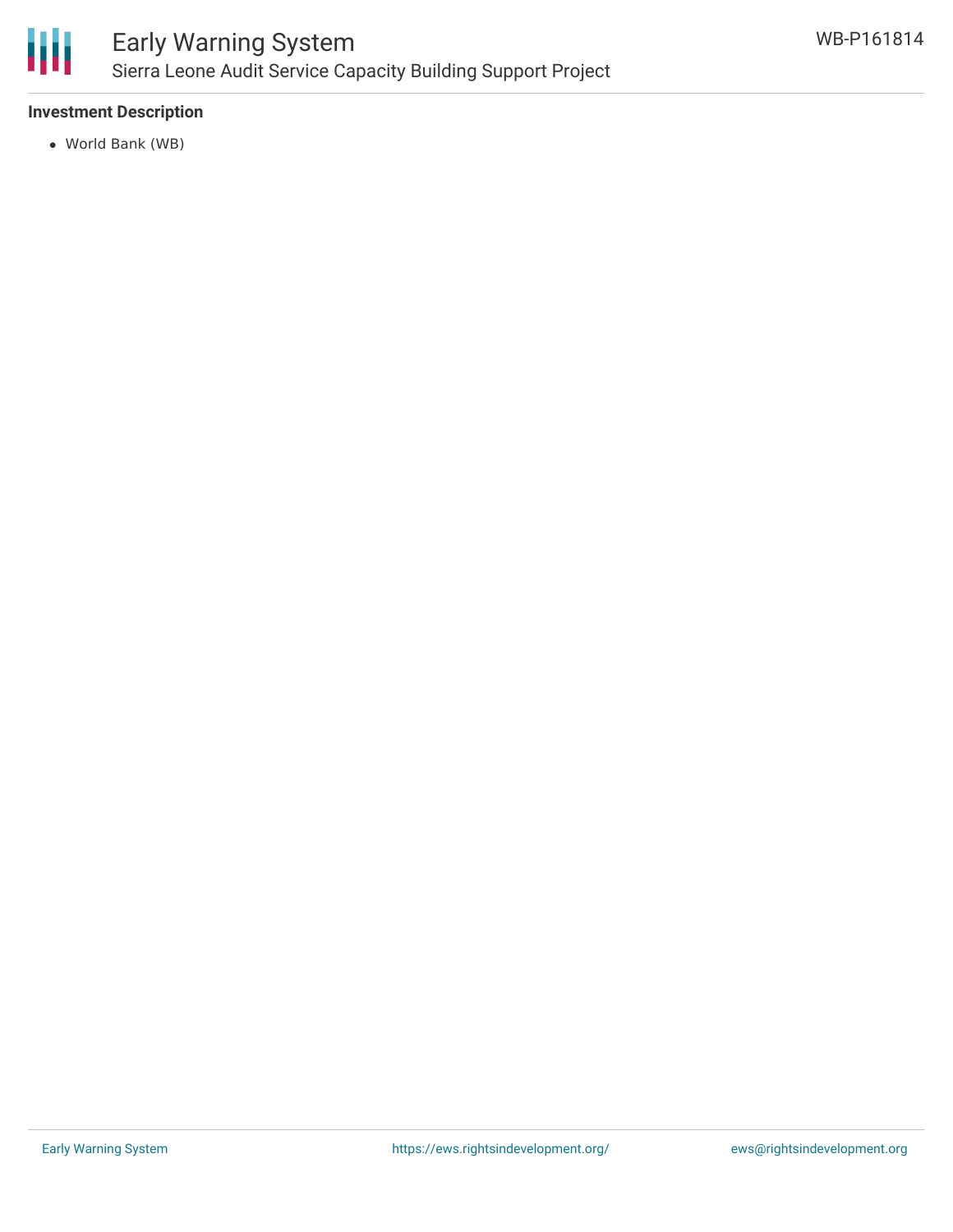### Investment Description

- World Bank (WB)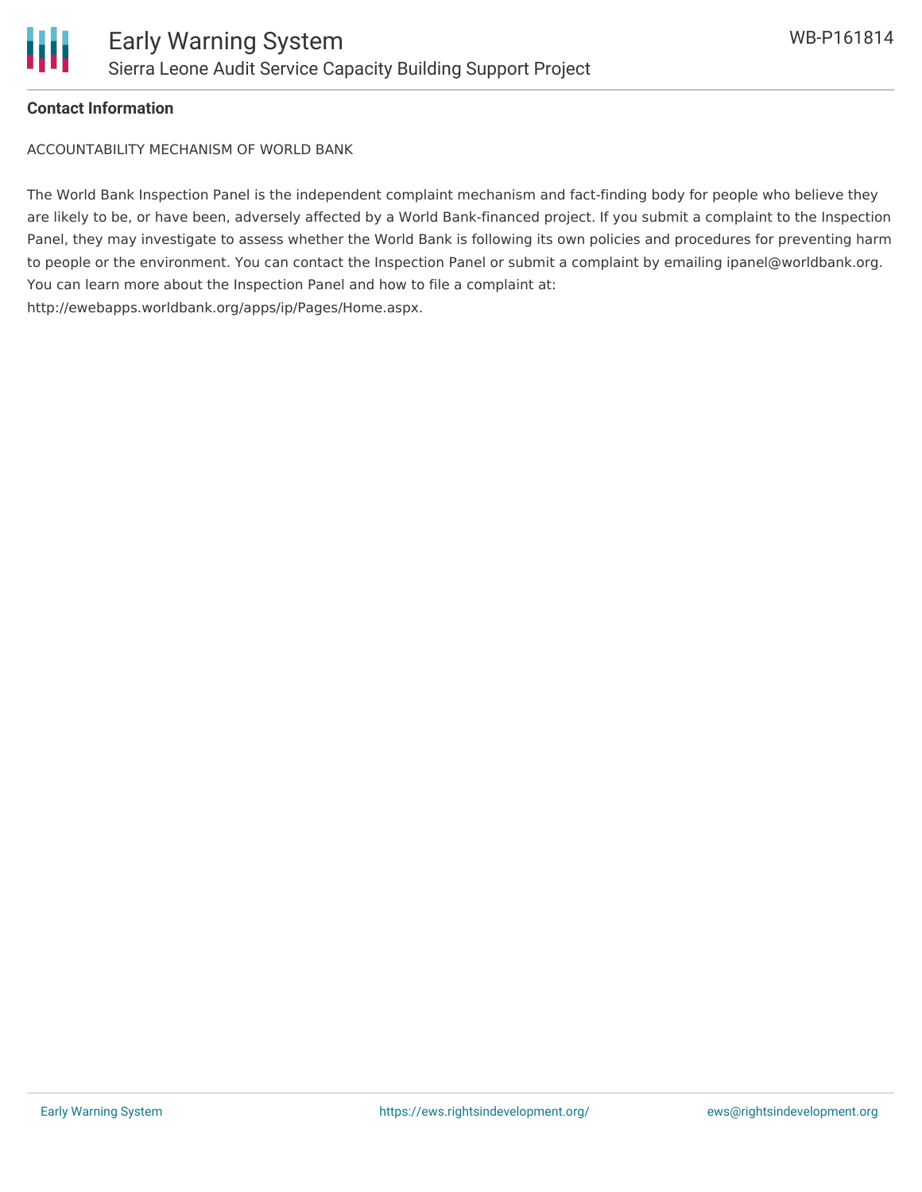**Contact Information**

ACCOUNTABILITY MECHANISM OF WORLD BANK

The World Bank Inspection Panel is the independent complaint mechanism and fact-finding body for people who believe they are likely to be, or have been, adversely affected by a World Bank-financed project. If you submit a complaint to the Inspection Panel, they may investigate to assess whether the World Bank is following its own policies and procedures for preventing harm to people or the environment. You can contact the Inspection Panel or submit a complaint by emailing ipanel@worldbank.org. You can learn more about the Inspection Panel and how to file a complaint at: http://ewebapps.worldbank.org/apps/ip/Pages/Home.aspx.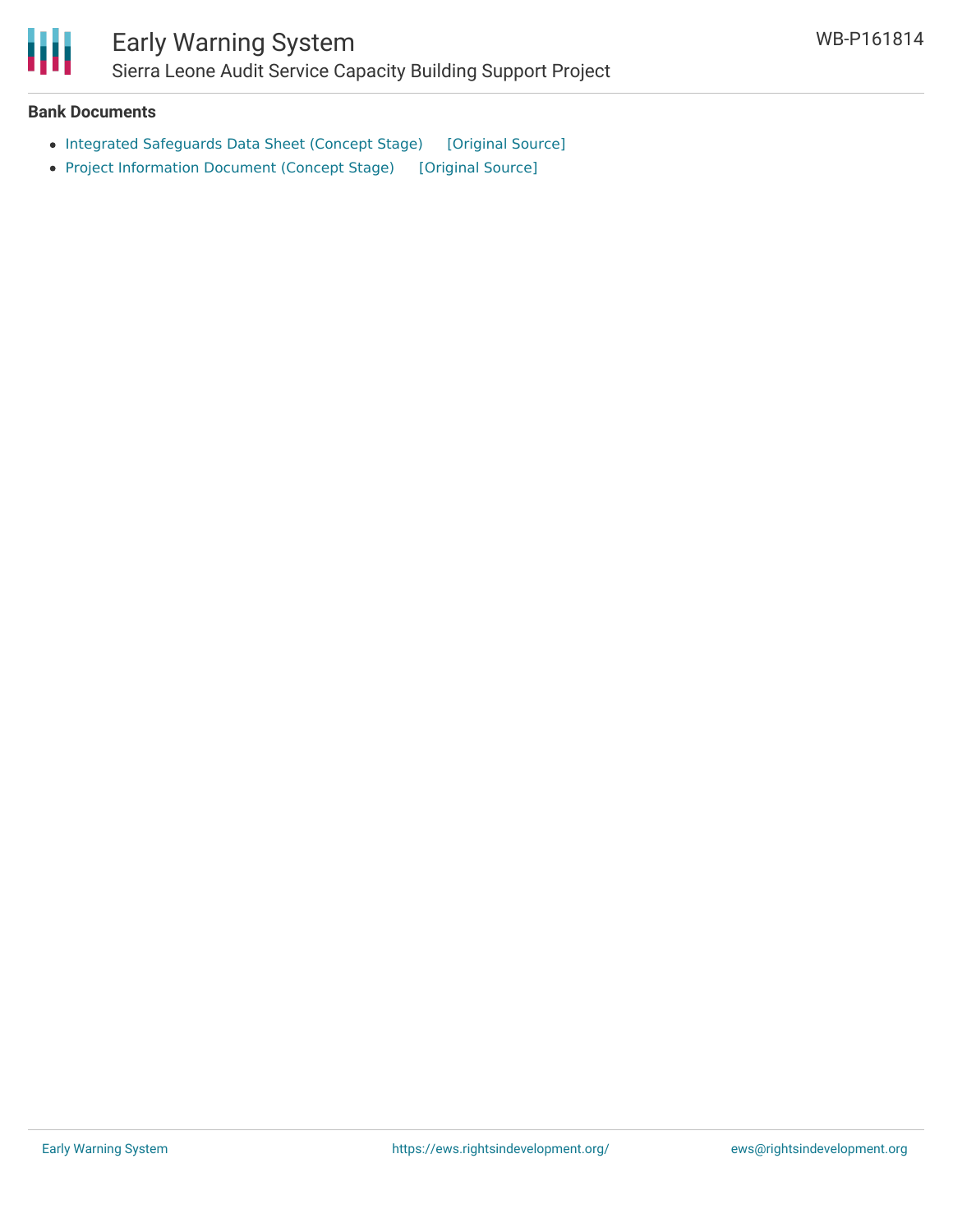**Bank Documents**

- Integrated Safeguards Data Sheet (Concept Stage) [Original Source]
- Project Information Document (Concept Stage) [Original Source]